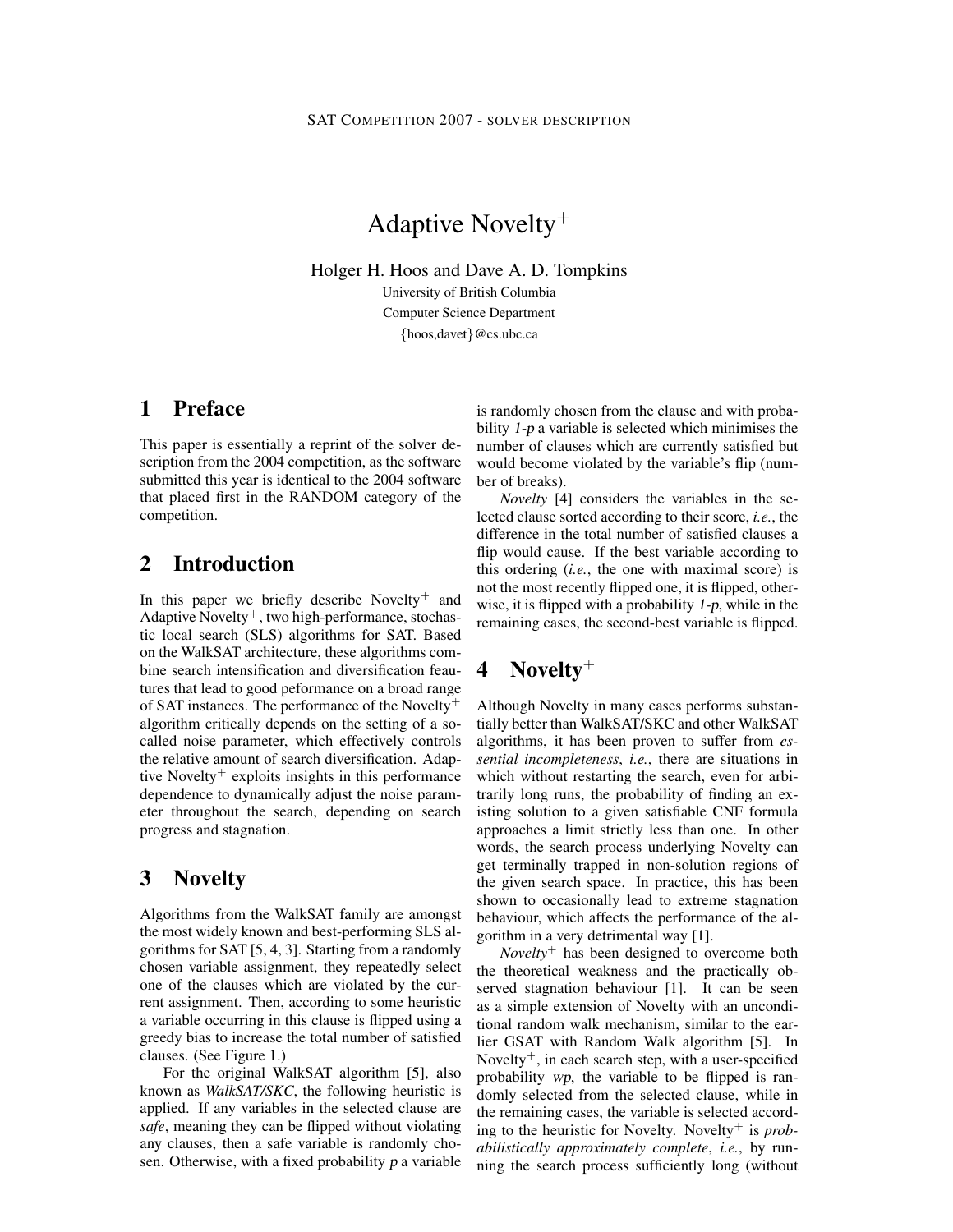# Adaptive Novelty$^+$

Holger H. Hoos and Dave A. D. Tompkins

University of British Columbia

Computer Science Department

{hoos,davet}@cs.ubc.ca

## 1 Preface

This paper is essentially a reprint of the solver description from the 2004 competition, as the software submitted this year is identical to the 2004 software that placed first in the RANDOM category of the competition.

## 2 Introduction

In this paper we briefly describe Novelty$^+$ and Adaptive Novelty$^+$, two high-performance, stochastic local search (SLS) algorithms for SAT. Based on the WalkSAT architecture, these algorithms combine search intensification and diversification feautures that lead to good peformance on a broad range of SAT instances. The performance of the Novelty$^+$ algorithm critically depends on the setting of a so-called noise parameter, which effectively controls the relative amount of search diversification. Adaptive Novelty$^+$ exploits insights in this performance dependence to dynamically adjust the noise parameter throughout the search, depending on search progress and stagnation.

## 3 Novelty

Algorithms from the WalkSAT family are amongst the most widely known and best-performing SLS algorithms for SAT [5, 4, 3]. Starting from a randomly chosen variable assignment, they repeatedly select one of the clauses which are violated by the current assignment. Then, according to some heuristic a variable occurring in this clause is flipped using a greedy bias to increase the total number of satisfied clauses. (See Figure 1.)

For the original WalkSAT algorithm [5], also known as *WalkSAT/SKC*, the following heuristic is applied. If any variables in the selected clause are *safe*, meaning they can be flipped without violating any clauses, then a safe variable is randomly chosen. Otherwise, with a fixed probability *p* a variable is randomly chosen from the clause and with probability *1-p* a variable is selected which minimises the number of clauses which are currently satisfied but would become violated by the variable's flip (number of breaks).

*Novelty* [4] considers the variables in the selected clause sorted according to their score, *i.e.*, the difference in the total number of satisfied clauses a flip would cause. If the best variable according to this ordering (*i.e.*, the one with maximal score) is not the most recently flipped one, it is flipped, otherwise, it is flipped with a probability *1-p*, while in the remaining cases, the second-best variable is flipped.

## 4 Novelty$^+$

Although Novelty in many cases performs substantially better than WalkSAT/SKC and other WalkSAT algorithms, it has been proven to suffer from *essential incompleteness*, *i.e.*, there are situations in which without restarting the search, even for arbitrarily long runs, the probability of finding an existing solution to a given satisfiable CNF formula approaches a limit strictly less than one. In other words, the search process underlying Novelty can get terminally trapped in non-solution regions of the given search space. In practice, this has been shown to occasionally lead to extreme stagnation behaviour, which affects the performance of the algorithm in a very detrimental way [1].

*Novelty*$^+$ has been designed to overcome both the theoretical weakness and the practically observed stagnation behaviour [1]. It can be seen as a simple extension of Novelty with an unconditional random walk mechanism, similar to the earlier GSAT with Random Walk algorithm [5]. In Novelty$^+$, in each search step, with a user-specified probability *wp*, the variable to be flipped is randomly selected from the selected clause, while in the remaining cases, the variable is selected according to the heuristic for Novelty. Novelty$^+$ is *probabilistically approximately complete*, *i.e.*, by running the search process sufficiently long (without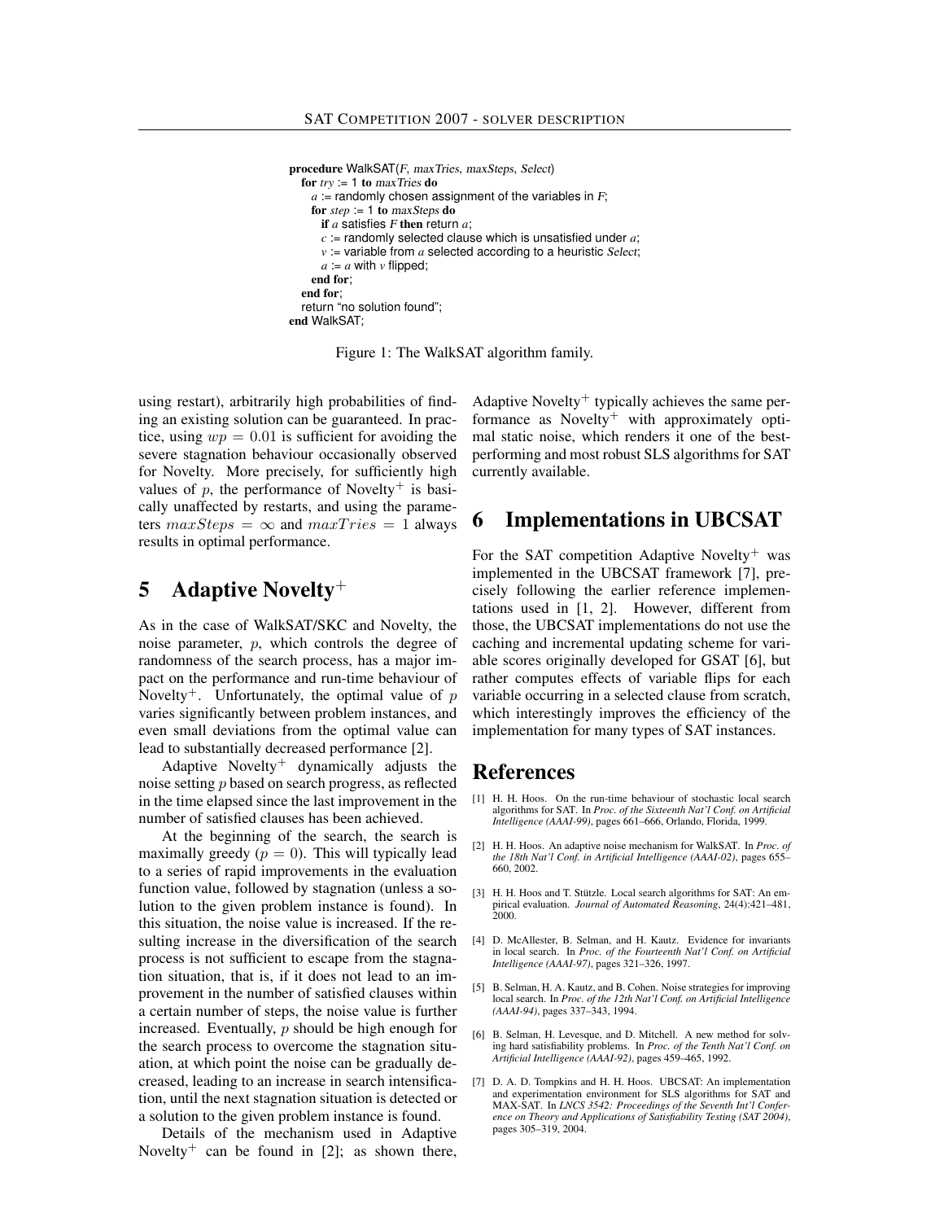```
procedure WalkSAT(F, maxTries, maxSteps, Select)
  for try := 1 to maxTries do
    a := randomly chosen assignment of the variables in F;
    for step := 1 to maxSteps do
      if a satisfies F then return a;
      c := randomly selected clause which is unsatisfied under a;
      v := variable from a selected according to a heuristic Select;
      a := a with v flipped;
    end for;
  end for;
  return "no solution found";
end WalkSAT;
```

Figure 1: The WalkSAT algorithm family.

using restart), arbitrarily high probabilities of finding an existing solution can be guaranteed. In practice, using $wp = 0.01$ is sufficient for avoiding the severe stagnation behaviour occasionally observed for Novelty. More precisely, for sufficiently high values of $p$, the performance of Novelty$^+$ is basically unaffected by restarts, and using the parameters $maxSteps = \infty$ and $maxTries = 1$ always results in optimal performance.

## 5 Adaptive Novelty$^+$

As in the case of WalkSAT/SKC and Novelty, the noise parameter, $p$, which controls the degree of randomness of the search process, has a major impact on the performance and run-time behaviour of Novelty$^+$. Unfortunately, the optimal value of $p$ varies significantly between problem instances, and even small deviations from the optimal value can lead to substantially decreased performance [2].

Adaptive Novelty$^+$ dynamically adjusts the noise setting $p$ based on search progress, as reflected in the time elapsed since the last improvement in the number of satisfied clauses has been achieved.

At the beginning of the search, the search is maximally greedy ($p = 0$). This will typically lead to a series of rapid improvements in the evaluation function value, followed by stagnation (unless a solution to the given problem instance is found). In this situation, the noise value is increased. If the resulting increase in the diversification of the search process is not sufficient to escape from the stagnation situation, that is, if it does not lead to an improvement in the number of satisfied clauses within a certain number of steps, the noise value is further increased. Eventually, $p$ should be high enough for the search process to overcome the stagnation situation, at which point the noise can be gradually decreased, leading to an increase in search intensification, until the next stagnation situation is detected or a solution to the given problem instance is found.

Details of the mechanism used in Adaptive Novelty$^+$ can be found in [2]; as shown there, Adaptive Novelty$^+$ typically achieves the same performance as Novelty$^+$ with approximately optimal static noise, which renders it one of the best-performing and most robust SLS algorithms for SAT currently available.

## 6 Implementations in UBCSAT

For the SAT competition Adaptive Novelty$^+$ was implemented in the UBCSAT framework [7], precisely following the earlier reference implementations used in [1, 2]. However, different from those, the UBCSAT implementations do not use the caching and incremental updating scheme for variable scores originally developed for GSAT [6], but rather computes effects of variable flips for each variable occurring in a selected clause from scratch, which interestingly improves the efficiency of the implementation for many types of SAT instances.

## References

[1] H. H. Hoos. On the run-time behaviour of stochastic local search algorithms for SAT. In *Proc. of the Sixteenth Nat'l Conf. on Artificial Intelligence (AAAI-99)*, pages 661–666, Orlando, Florida, 1999.

[2] H. H. Hoos. An adaptive noise mechanism for WalkSAT. In *Proc. of the 18th Nat'l Conf. in Artificial Intelligence (AAAI-02)*, pages 655–660, 2002.

[3] H. H. Hoos and T. Stützle. Local search algorithms for SAT: An empirical evaluation. *Journal of Automated Reasoning*, 24(4):421–481, 2000.

[4] D. McAllester, B. Selman, and H. Kautz. Evidence for invariants in local search. In *Proc. of the Fourteenth Nat'l Conf. on Artificial Intelligence (AAAI-97)*, pages 321–326, 1997.

[5] B. Selman, H. A. Kautz, and B. Cohen. Noise strategies for improving local search. In *Proc. of the 12th Nat'l Conf. on Artificial Intelligence (AAAI-94)*, pages 337–343, 1994.

[6] B. Selman, H. Levesque, and D. Mitchell. A new method for solving hard satisfiability problems. In *Proc. of the Tenth Nat'l Conf. on Artificial Intelligence (AAAI-92)*, pages 459–465, 1992.

[7] D. A. D. Tompkins and H. H. Hoos. UBCSAT: An implementation and experimentation environment for SLS algorithms for SAT and MAX-SAT. In *LNCS 3542: Proceedings of the Seventh Int'l Conference on Theory and Applications of Satisfiability Testing (SAT 2004)*, pages 305–319, 2004.